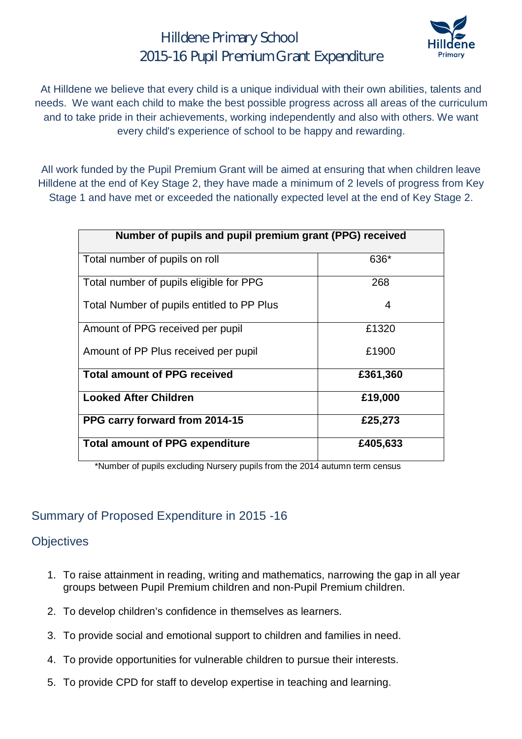# Hilldene Primary School
# 2015-16 Pupil Premium Grant Expenditure

At Hilldene we believe that every child is a unique individual with their own abilities, talents and needs. We want each child to make the best possible progress across all areas of the curriculum and to take pride in their achievements, working independently and also with others. We want every child's experience of school to be happy and rewarding.

All work funded by the Pupil Premium Grant will be aimed at ensuring that when children leave Hilldene at the end of Key Stage 2, they have made a minimum of 2 levels of progress from Key Stage 1 and have met or exceeded the nationally expected level at the end of Key Stage 2.

| Number of pupils and pupil premium grant (PPG) received | |
|---|---|
| Total number of pupils on roll | 636* |
| Total number of pupils eligible for PPG<br><br>Total Number of pupils entitled to PP Plus | 268<br><br>4 |
| Amount of PPG received per pupil<br><br>Amount of PP Plus received per pupil | £1320<br><br>£1900 |
| **Total amount of PPG received** | **£361,360** |
| **Looked After Children** | **£19,000** |
| **PPG carry forward from 2014-15** | **£25,273** |
| **Total amount of PPG expenditure** | **£405,633** |

*Number of pupils excluding Nursery pupils from the 2014 autumn term census

## Summary of Proposed Expenditure in 2015 -16

### Objectives

1. To raise attainment in reading, writing and mathematics, narrowing the gap in all year groups between Pupil Premium children and non-Pupil Premium children.
2. To develop children's confidence in themselves as learners.
3. To provide social and emotional support to children and families in need.
4. To provide opportunities for vulnerable children to pursue their interests.
5. To provide CPD for staff to develop expertise in teaching and learning.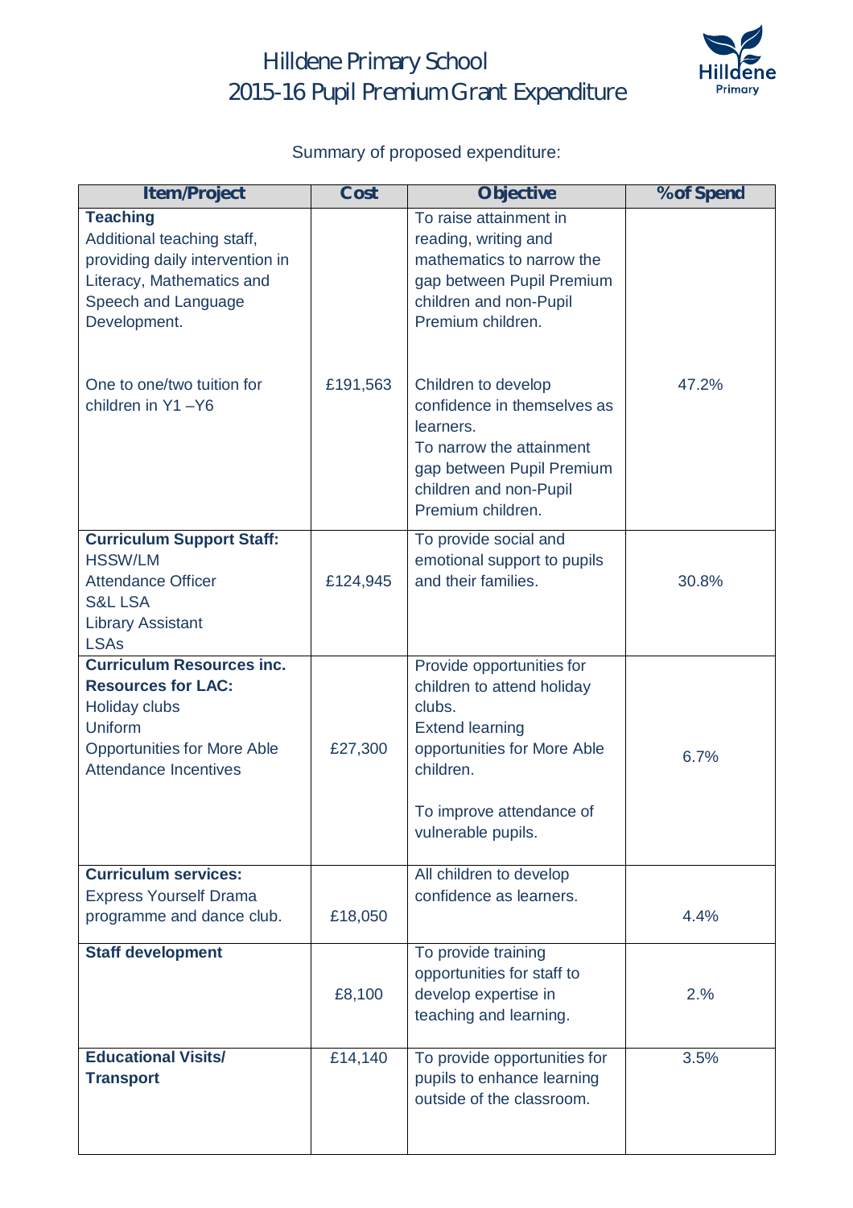# Hilldene Primary School
# 2015-16 Pupil Premium Grant Expenditure

Summary of proposed expenditure:

| Item/Project | Cost | Objective | % of Spend |
|---|---|---|---|
| **Teaching**<br>Additional teaching staff, providing daily intervention in Literacy, Mathematics and Speech and Language Development.<br><br>One to one/two tuition for children in Y1 –Y6 | £191,563 | To raise attainment in reading, writing and mathematics to narrow the gap between Pupil Premium children and non-Pupil Premium children.<br><br>Children to develop confidence in themselves as learners.<br>To narrow the attainment gap between Pupil Premium children and non-Pupil Premium children. | 47.2% |
| **Curriculum Support Staff:**<br>HSSW/LM<br>Attendance Officer<br>S&L LSA<br>Library Assistant<br>LSAs | £124,945 | To provide social and emotional support to pupils and their families. | 30.8% |
| **Curriculum Resources inc. Resources for LAC:**<br>Holiday clubs<br>Uniform<br>Opportunities for More Able<br>Attendance Incentives | £27,300 | Provide opportunities for children to attend holiday clubs.<br>Extend learning opportunities for More Able children.<br><br>To improve attendance of vulnerable pupils. | 6.7% |
| **Curriculum services:**<br>Express Yourself Drama programme and dance club. | £18,050 | All children to develop confidence as learners. | 4.4% |
| **Staff development** | £8,100 | To provide training opportunities for staff to develop expertise in teaching and learning. | 2.% |
| **Educational Visits/ Transport** | £14,140 | To provide opportunities for pupils to enhance learning outside of the classroom. | 3.5% |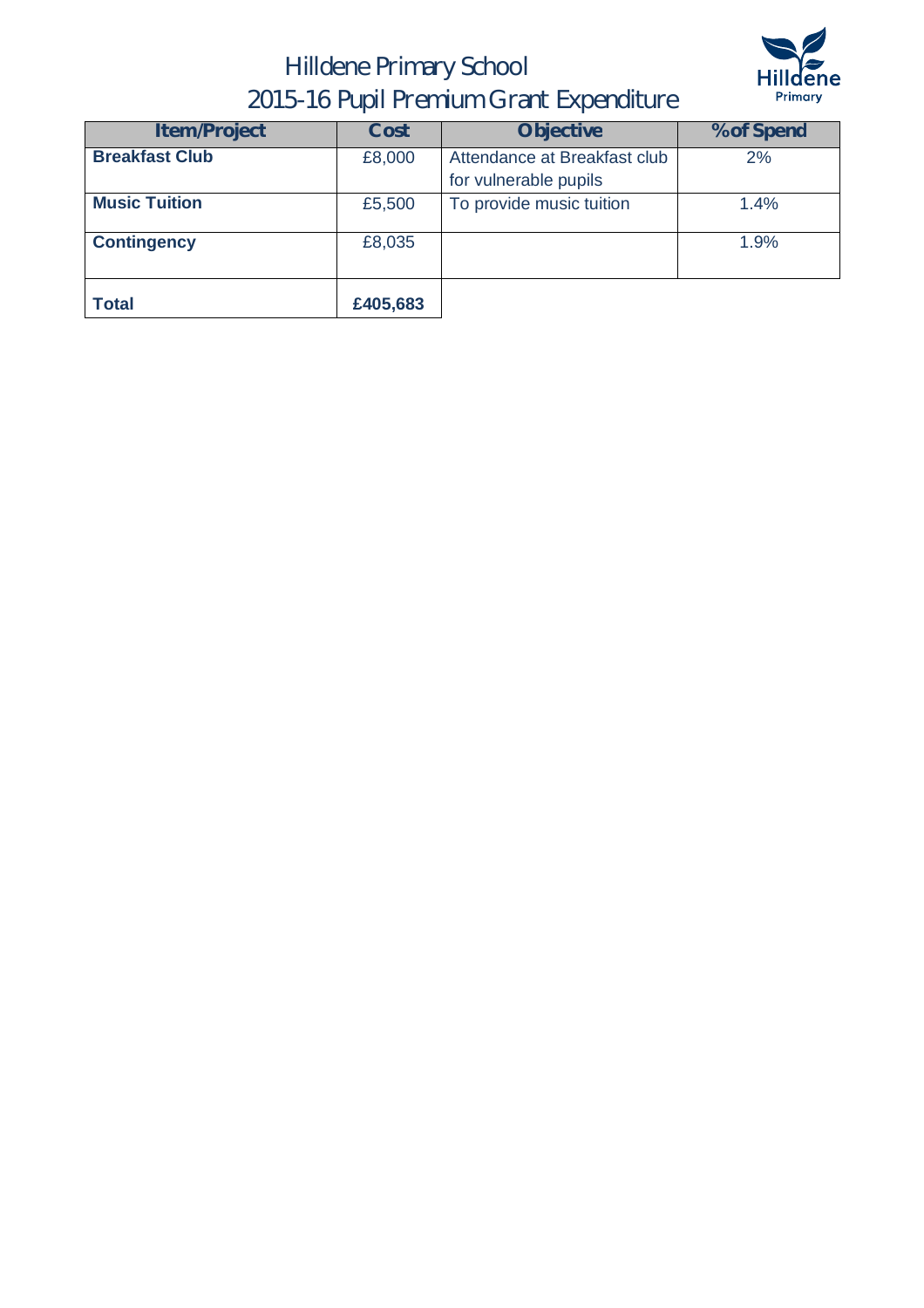# Hilldene Primary School

## 2015-16 Pupil Premium Grant Expenditure

| Item/Project | Cost | Objective | % of Spend |
|---|---|---|---|
| **Breakfast Club** | £8,000 | Attendance at Breakfast club for vulnerable pupils | 2% |
| **Music Tuition** | £5,500 | To provide music tuition | 1.4% |
| **Contingency** | £8,035 | | 1.9% |
| **Total** | **£405,683** | | |